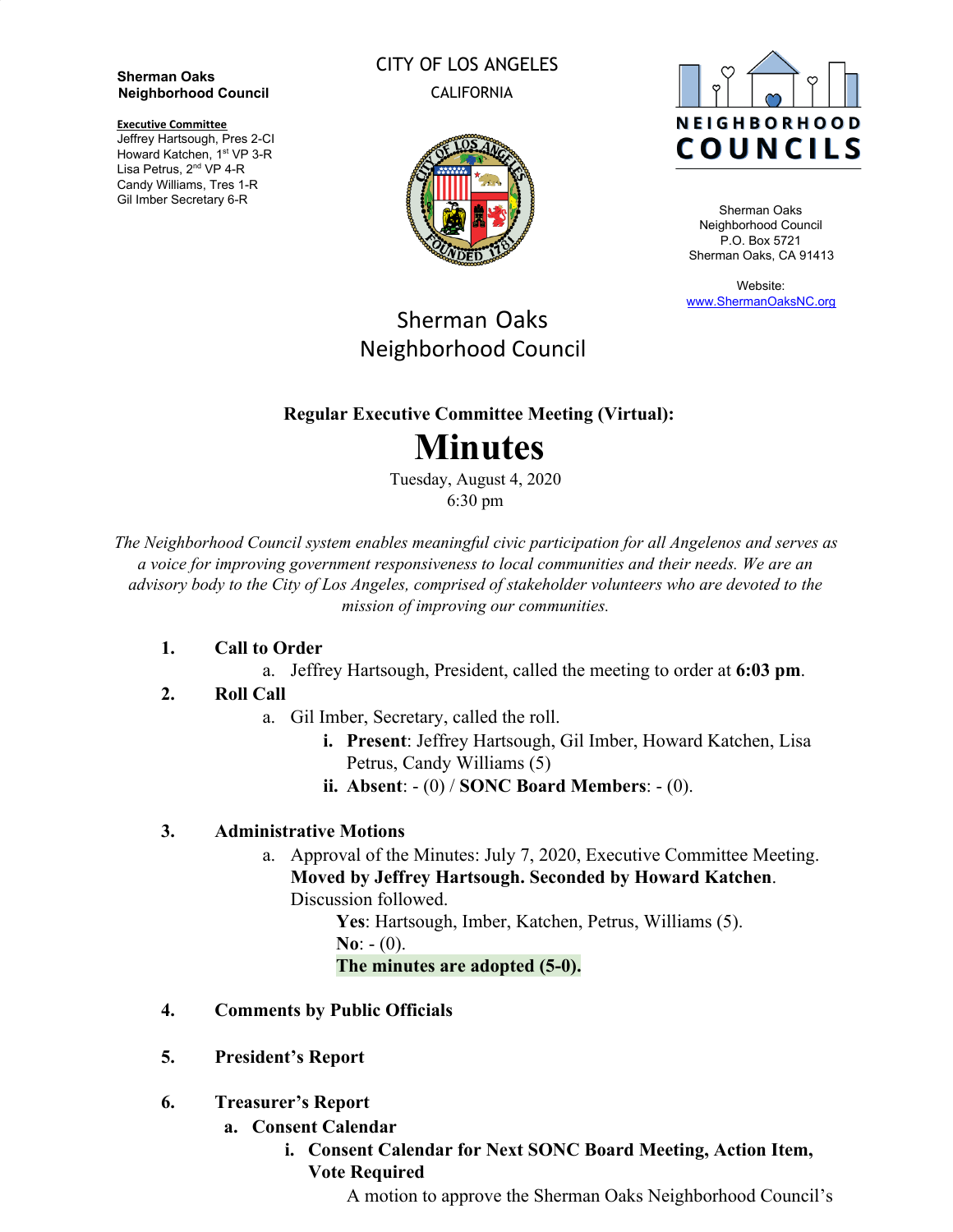**Sherman Oaks Neighborhood Council**

**Executive Committee**
Jeffrey Hartsough, Pres 2-CI
Howard Katchen, 1st VP 3-R
Lisa Petrus, 2nd VP 4-R
Candy Williams, Tres 1-R
Gil Imber Secretary 6-R

CITY OF LOS ANGELES
CALIFORNIA

NEIGHBORHOOD COUNCILS

Sherman Oaks
Neighborhood Council
P.O. Box 5721
Sherman Oaks, CA 91413

Website:
[www.ShermanOaksNC.org](http://www.ShermanOaksNC.org)

Sherman Oaks
Neighborhood Council

**Regular Executive Committee Meeting (Virtual):**

# Minutes

Tuesday, August 4, 2020
6:30 pm

*The Neighborhood Council system enables meaningful civic participation for all Angelenos and serves as a voice for improving government responsiveness to local communities and their needs. We are an advisory body to the City of Los Angeles, comprised of stakeholder volunteers who are devoted to the mission of improving our communities.*

1. **Call to Order**
   a. Jeffrey Hartsough, President, called the meeting to order at **6:03 pm**.
2. **Roll Call**
   a. Gil Imber, Secretary, called the roll.
      i. **Present**: Jeffrey Hartsough, Gil Imber, Howard Katchen, Lisa Petrus, Candy Williams (5)
      ii. **Absent**: - (0) / **SONC Board Members**: - (0).
3. **Administrative Motions**
   a. Approval of the Minutes: July 7, 2020, Executive Committee Meeting. **Moved by Jeffrey Hartsough. Seconded by Howard Katchen**. Discussion followed.
      **Yes**: Hartsough, Imber, Katchen, Petrus, Williams (5).
      **No**: - (0).
      **The minutes are adopted (5-0).**
4. **Comments by Public Officials**
5. **President's Report**
6. **Treasurer's Report**
   a. **Consent Calendar**
      i. **Consent Calendar for Next SONC Board Meeting, Action Item, Vote Required**
         A motion to approve the Sherman Oaks Neighborhood Council's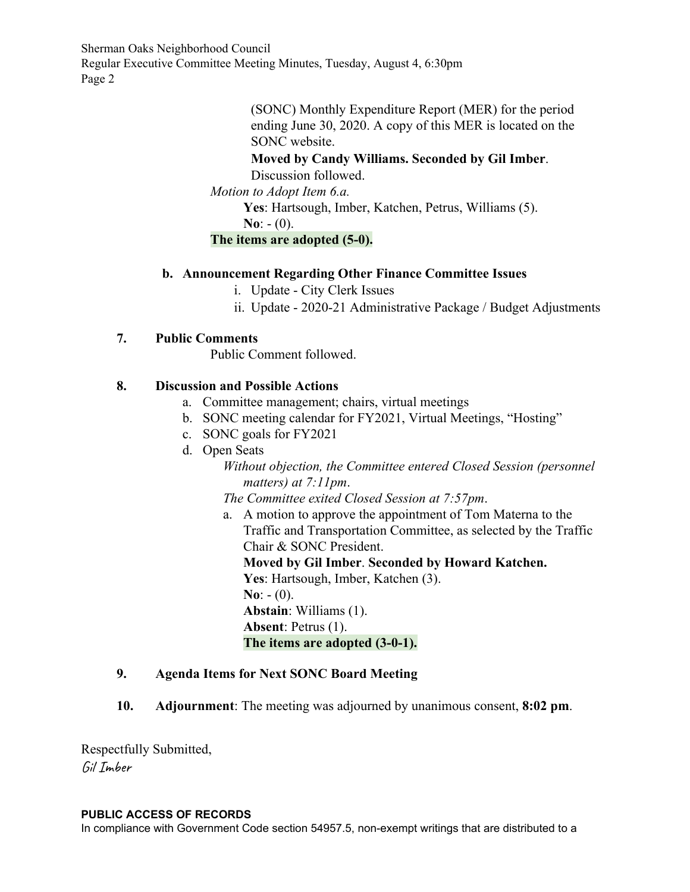(SONC) Monthly Expenditure Report (MER) for the period ending June 30, 2020. A copy of this MER is located on the SONC website.

**Moved by Candy Williams. Seconded by Gil Imber**. Discussion followed.

*Motion to Adopt Item 6.a.*

**Yes**: Hartsough, Imber, Katchen, Petrus, Williams (5).
**No**: - (0).

**The items are adopted (5-0).**

**b. Announcement Regarding Other Finance Committee Issues**

i. Update - City Clerk Issues
ii. Update - 2020-21 Administrative Package / Budget Adjustments

**7. Public Comments**

Public Comment followed.

**8. Discussion and Possible Actions**

a. Committee management; chairs, virtual meetings
b. SONC meeting calendar for FY2021, Virtual Meetings, "Hosting"
c. SONC goals for FY2021
d. Open Seats

*Without objection, the Committee entered Closed Session (personnel matters) at 7:11pm.*

*The Committee exited Closed Session at 7:57pm.*

a. A motion to approve the appointment of Tom Materna to the Traffic and Transportation Committee, as selected by the Traffic Chair & SONC President.

**Moved by Gil Imber**. **Seconded by Howard Katchen.**
**Yes**: Hartsough, Imber, Katchen (3).
**No**: - (0).
**Abstain**: Williams (1).
**Absent**: Petrus (1).
**The items are adopted (3-0-1).**

**9. Agenda Items for Next SONC Board Meeting**

**10. Adjournment**: The meeting was adjourned by unanimous consent, **8:02 pm**.

Respectfully Submitted,
Gil Imber

**PUBLIC ACCESS OF RECORDS**

In compliance with Government Code section 54957.5, non-exempt writings that are distributed to a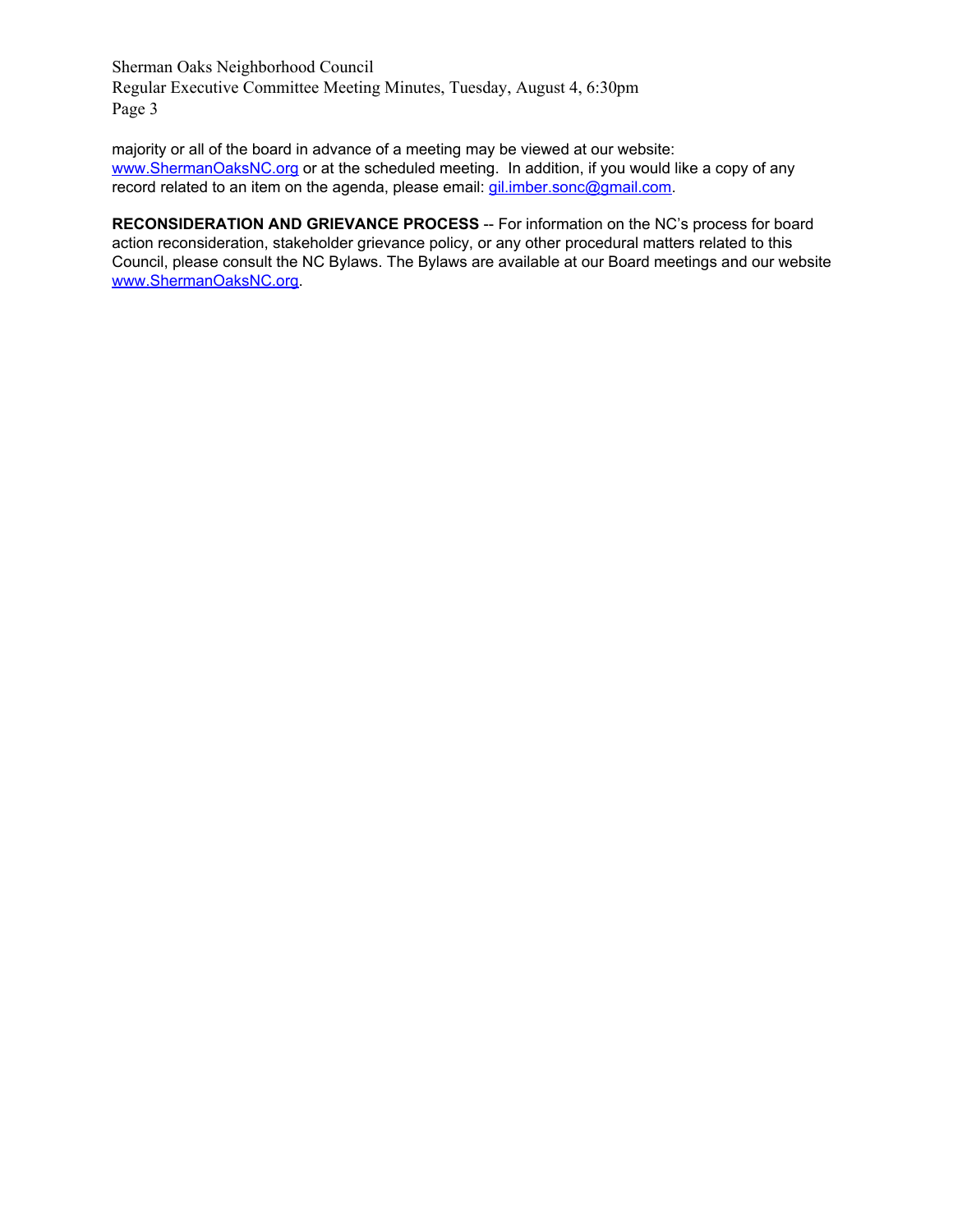majority or all of the board in advance of a meeting may be viewed at our website: www.ShermanOaksNC.org or at the scheduled meeting. In addition, if you would like a copy of any record related to an item on the agenda, please email: gil.imber.sonc@gmail.com.

**RECONSIDERATION AND GRIEVANCE PROCESS** -- For information on the NC's process for board action reconsideration, stakeholder grievance policy, or any other procedural matters related to this Council, please consult the NC Bylaws. The Bylaws are available at our Board meetings and our website www.ShermanOaksNC.org.